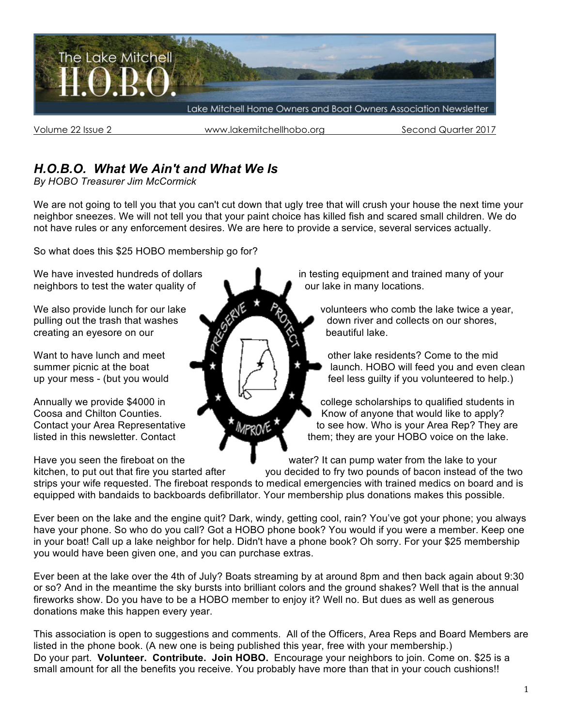# The Lake Mitchell H.O.B.O.

Lake Mitchell Home Owners and Boat Owners Association Newsletter

Volume 22 Issue 2 www.lakemitchellhobo.org Second Quarter 2017

## *H.O.B.O. What We Ain't and What We Is*

*By HOBO Treasurer Jim McCormick*

We are not going to tell you that you can't cut down that ugly tree that will crush your house the next time your neighbor sneezes. We will not tell you that your paint choice has killed fish and scared small children. We do not have rules or any enforcement desires. We are here to provide a service, several services actually.

So what does this $25 HOBO membership go for?

We have invested hundreds of dollars in testing equipment and trained many of your neighbors to test the water quality of our lake in many locations.

We also provide lunch for our lake volunteers who comb the lake twice a year, pulling out the trash that washes down river and collects on our shores, creating an eyesore on our beautiful lake.

Want to have lunch and meet other lake residents? Come to the mid summer picnic at the boat launch. HOBO will feed you and even clean up your mess - (but you would feel less guilty if you volunteered to help.)

Annually we provide $4000 in college scholarships to qualified students in Coosa and Chilton Counties. Know of anyone that would like to apply? Contact your Area Representative to see how. Who is your Area Rep? They are listed in this newsletter. Contact them; they are your HOBO voice on the lake.

Have you seen the fireboat on the water? It can pump water from the lake to your kitchen, to put out that fire you started after you decided to fry two pounds of bacon instead of the two strips your wife requested. The fireboat responds to medical emergencies with trained medics on board and is equipped with bandaids to backboards defibrillator. Your membership plus donations makes this possible.

Ever been on the lake and the engine quit? Dark, windy, getting cool, rain? You've got your phone; you always have your phone. So who do you call? Got a HOBO phone book? You would if you were a member. Keep one in your boat! Call up a lake neighbor for help. Didn't have a phone book? Oh sorry. For your $25 membership you would have been given one, and you can purchase extras.

Ever been at the lake over the 4th of July? Boats streaming by at around 8pm and then back again about 9:30 or so? And in the meantime the sky bursts into brilliant colors and the ground shakes? Well that is the annual fireworks show. Do you have to be a HOBO member to enjoy it? Well no. But dues as well as generous donations make this happen every year.

This association is open to suggestions and comments. All of the Officers, Area Reps and Board Members are listed in the phone book. (A new one is being published this year, free with your membership.)
Do your part. **Volunteer. Contribute. Join HOBO.** Encourage your neighbors to join. Come on. $25 is a small amount for all the benefits you receive. You probably have more than that in your couch cushions!!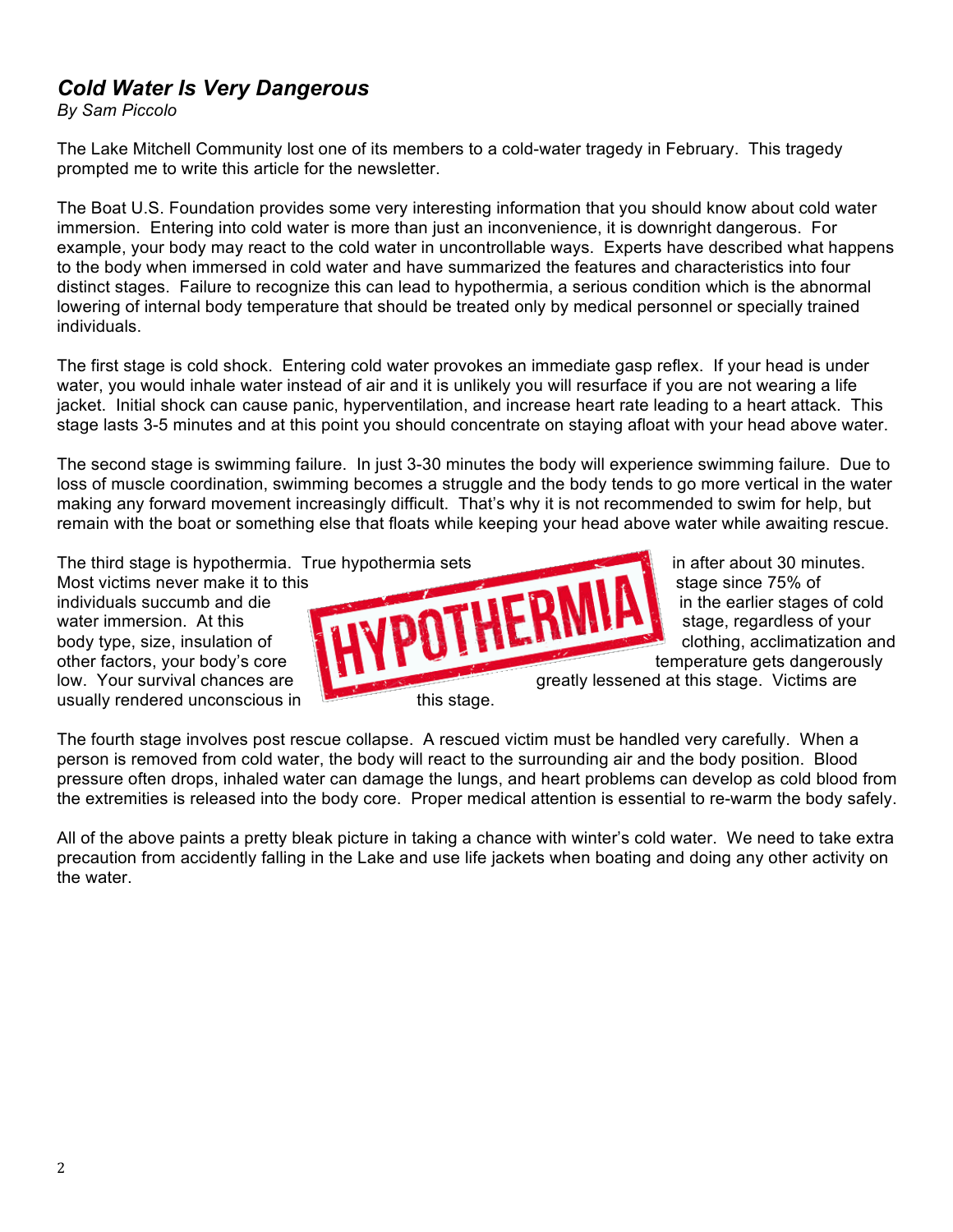## *Cold Water Is Very Dangerous*

*By Sam Piccolo*

The Lake Mitchell Community lost one of its members to a cold-water tragedy in February. This tragedy prompted me to write this article for the newsletter.

The Boat U.S. Foundation provides some very interesting information that you should know about cold water immersion. Entering into cold water is more than just an inconvenience, it is downright dangerous. For example, your body may react to the cold water in uncontrollable ways. Experts have described what happens to the body when immersed in cold water and have summarized the features and characteristics into four distinct stages. Failure to recognize this can lead to hypothermia, a serious condition which is the abnormal lowering of internal body temperature that should be treated only by medical personnel or specially trained individuals.

The first stage is cold shock. Entering cold water provokes an immediate gasp reflex. If your head is under water, you would inhale water instead of air and it is unlikely you will resurface if you are not wearing a life jacket. Initial shock can cause panic, hyperventilation, and increase heart rate leading to a heart attack. This stage lasts 3-5 minutes and at this point you should concentrate on staying afloat with your head above water.

The second stage is swimming failure. In just 3-30 minutes the body will experience swimming failure. Due to loss of muscle coordination, swimming becomes a struggle and the body tends to go more vertical in the water making any forward movement increasingly difficult. That's why it is not recommended to swim for help, but remain with the boat or something else that floats while keeping your head above water while awaiting rescue.

The third stage is hypothermia. True hypothermia sets in after about 30 minutes. Most victims never make it to this stage since 75% of individuals succumb and die in the earlier stages of cold water immersion. At this stage, regardless of your body type, size, insulation of clothing, acclimatization and other factors, your body's core temperature gets dangerously low. Your survival chances are greatly lessened at this stage. Victims are usually rendered unconscious in this stage.

The fourth stage involves post rescue collapse. A rescued victim must be handled very carefully. When a person is removed from cold water, the body will react to the surrounding air and the body position. Blood pressure often drops, inhaled water can damage the lungs, and heart problems can develop as cold blood from the extremities is released into the body core. Proper medical attention is essential to re-warm the body safely.

All of the above paints a pretty bleak picture in taking a chance with winter's cold water. We need to take extra precaution from accidently falling in the Lake and use life jackets when boating and doing any other activity on the water.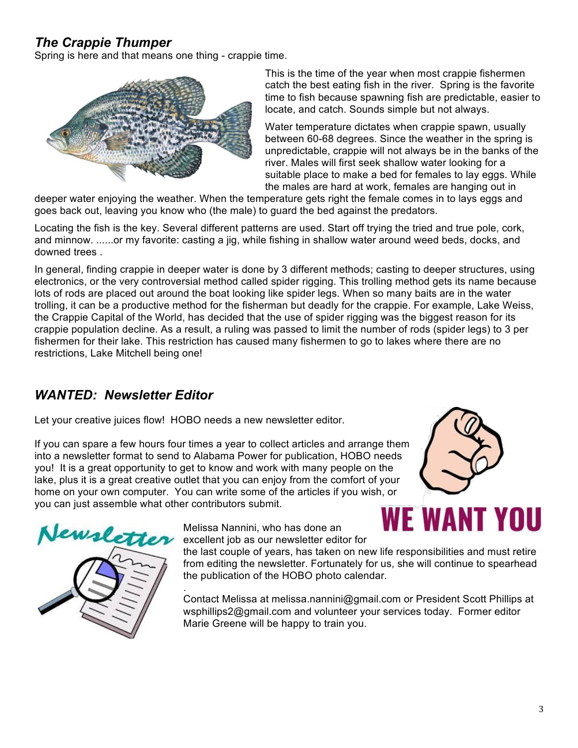## *The Crappie Thumper*

Spring is here and that means one thing - crappie time.

This is the time of the year when most crappie fishermen catch the best eating fish in the river. Spring is the favorite time to fish because spawning fish are predictable, easier to locate, and catch. Sounds simple but not always.

Water temperature dictates when crappie spawn, usually between 60-68 degrees. Since the weather in the spring is unpredictable, crappie will not always be in the banks of the river. Males will first seek shallow water looking for a suitable place to make a bed for females to lay eggs. While the males are hard at work, females are hanging out in deeper water enjoying the weather. When the temperature gets right the female comes in to lays eggs and goes back out, leaving you know who (the male) to guard the bed against the predators.

Locating the fish is the key. Several different patterns are used. Start off trying the tried and true pole, cork, and minnow. ......or my favorite: casting a jig, while fishing in shallow water around weed beds, docks, and downed trees .

In general, finding crappie in deeper water is done by 3 different methods; casting to deeper structures, using electronics, or the very controversial method called spider rigging. This trolling method gets its name because lots of rods are placed out around the boat looking like spider legs. When so many baits are in the water trolling, it can be a productive method for the fisherman but deadly for the crappie. For example, Lake Weiss, the Crappie Capital of the World, has decided that the use of spider rigging was the biggest reason for its crappie population decline. As a result, a ruling was passed to limit the number of rods (spider legs) to 3 per fishermen for their lake. This restriction has caused many fishermen to go to lakes where there are no restrictions, Lake Mitchell being one!

## *WANTED: Newsletter Editor*

Let your creative juices flow! HOBO needs a new newsletter editor.

If you can spare a few hours four times a year to collect articles and arrange them into a newsletter format to send to Alabama Power for publication, HOBO needs you! It is a great opportunity to get to know and work with many people on the lake, plus it is a great creative outlet that you can enjoy from the comfort of your home on your own computer. You can write some of the articles if you wish, or you can just assemble what other contributors submit.

**WE WANT YOU**

Melissa Nannini, who has done an excellent job as our newsletter editor for the last couple of years, has taken on new life responsibilities and must retire from editing the newsletter. Fortunately for us, she will continue to spearhead the publication of the HOBO photo calendar.

Contact Melissa at melissa.nannini@gmail.com or President Scott Phillips at wsphillips2@gmail.com and volunteer your services today. Former editor Marie Greene will be happy to train you.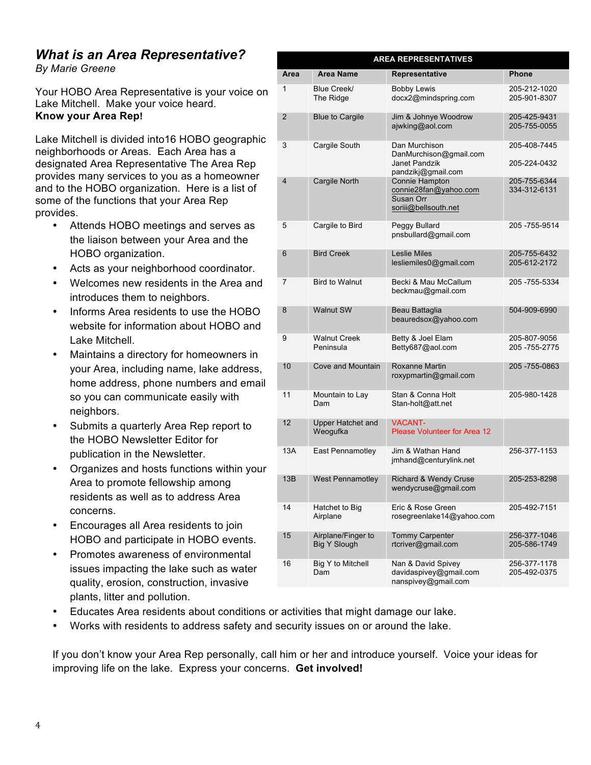## *What is an Area Representative?*

*By Marie Greene*

Your HOBO Area Representative is your voice on Lake Mitchell. Make your voice heard.
**Know your Area Rep!**

Lake Mitchell is divided into16 HOBO geographic neighborhoods or Areas. Each Area has a designated Area Representative The Area Rep provides many services to you as a homeowner and to the HOBO organization. Here is a list of some of the functions that your Area Rep provides.

- Attends HOBO meetings and serves as the liaison between your Area and the HOBO organization.
- Acts as your neighborhood coordinator.
- Welcomes new residents in the Area and introduces them to neighbors.
- Informs Area residents to use the HOBO website for information about HOBO and Lake Mitchell.
- Maintains a directory for homeowners in your Area, including name, lake address, home address, phone numbers and email so you can communicate easily with neighbors.
- Submits a quarterly Area Rep report to the HOBO Newsletter Editor for publication in the Newsletter.
- Organizes and hosts functions within your Area to promote fellowship among residents as well as to address Area concerns.
- Encourages all Area residents to join HOBO and participate in HOBO events.
- Promotes awareness of environmental issues impacting the lake such as water quality, erosion, construction, invasive plants, litter and pollution.
- Educates Area residents about conditions or activities that might damage our lake.
- Works with residents to address safety and security issues on or around the lake.

If you don't know your Area Rep personally, call him or her and introduce yourself. Voice your ideas for improving life on the lake. Express your concerns. **Get involved!**

**AREA REPRESENTATIVES**

| Area | Area Name | Representative | Phone |
|---|---|---|---|
| 1 | Blue Creek/ The Ridge | Bobby Lewis<br>docx2@mindspring.com | 205-212-1020<br>205-901-8307 |
| 2 | Blue to Cargile | Jim & Johnye Woodrow<br>ajwking@aol.com | 205-425-9431<br>205-755-0055 |
| 3 | Cargile South | Dan Murchison<br>DanMurchison@gmail.com<br>Janet Pandzik<br>pandzikj@gmail.com | 205-408-7445<br><br>205-224-0432 |
| 4 | Cargile North | Connie Hampton<br>connie28fan@yahoo.com<br>Susan Orr<br>soriii@bellsouth.net | 205-755-6344<br>334-312-6131 |
| 5 | Cargile to Bird | Peggy Bullard<br>pnsbullard@gmail.com | 205 -755-9514 |
| 6 | Bird Creek | Leslie Miles<br>lesliemiles0@gmail.com | 205-755-6432<br>205-612-2172 |
| 7 | Bird to Walnut | Becki & Mau McCallum<br>beckmau@gmail.com | 205 -755-5334 |
| 8 | Walnut SW | Beau Battaglia<br>beauredsox@yahoo.com | 504-909-6990 |
| 9 | Walnut Creek Peninsula | Betty & Joel Elam<br>Betty687@aol.com | 205-807-9056<br>205 -755-2775 |
| 10 | Cove and Mountain | Roxanne Martin<br>roxypmartin@gmail.com | 205 -755-0863 |
| 11 | Mountain to Lay Dam | Stan & Conna Holt<br>Stan-holt@att.net | 205-980-1428 |
| 12 | Upper Hatchet and Weogufka | VACANT-<br>Please Volunteer for Area 12 | |
| 13A | East Pennamotley | Jim & Wathan Hand<br>jmhand@centurylink.net | 256-377-1153 |
| 13B | West Pennamotley | Richard & Wendy Cruse<br>wendycruse@gmail.com | 205-253-8298 |
| 14 | Hatchet to Big Airplane | Eric & Rose Green<br>rosegreenlake14@yahoo.com | 205-492-7151 |
| 15 | Airplane/Finger to Big Y Slough | Tommy Carpenter<br>rtcriver@gmail.com | 256-377-1046<br>205-586-1749 |
| 16 | Big Y to Mitchell Dam | Nan & David Spivey<br>davidaspivey@gmail.com<br>nanspivey@gmail.com | 256-377-1178<br>205-492-0375 |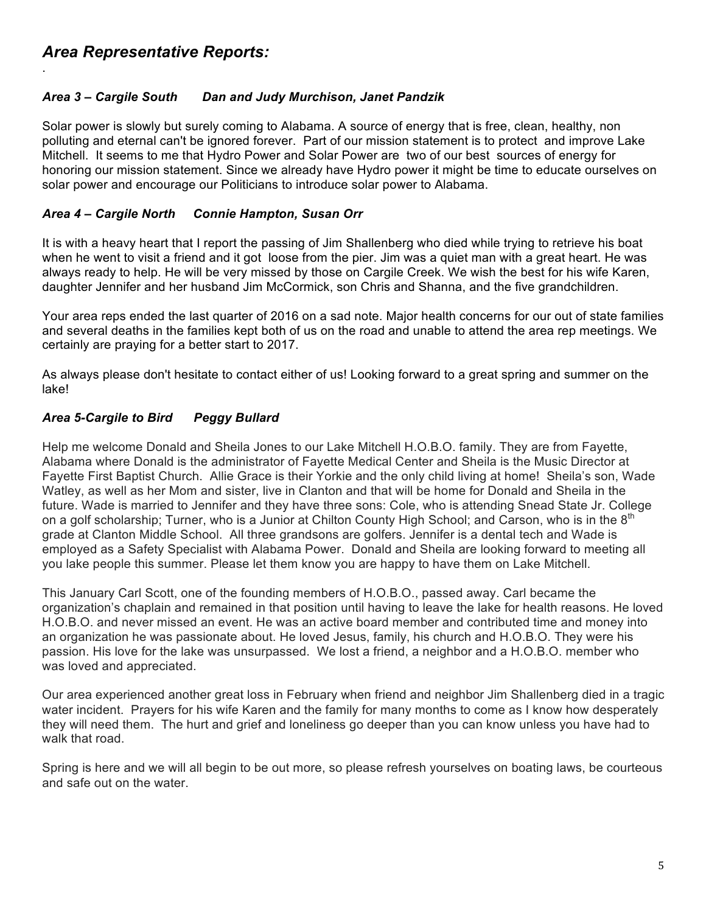## *Area Representative Reports:*

.

### *Area 3 – Cargile South Dan and Judy Murchison, Janet Pandzik*

Solar power is slowly but surely coming to Alabama. A source of energy that is free, clean, healthy, non polluting and eternal can't be ignored forever. Part of our mission statement is to protect and improve Lake Mitchell. It seems to me that Hydro Power and Solar Power are two of our best sources of energy for honoring our mission statement. Since we already have Hydro power it might be time to educate ourselves on solar power and encourage our Politicians to introduce solar power to Alabama.

### *Area 4 – Cargile North Connie Hampton, Susan Orr*

It is with a heavy heart that I report the passing of Jim Shallenberg who died while trying to retrieve his boat when he went to visit a friend and it got loose from the pier. Jim was a quiet man with a great heart. He was always ready to help. He will be very missed by those on Cargile Creek. We wish the best for his wife Karen, daughter Jennifer and her husband Jim McCormick, son Chris and Shanna, and the five grandchildren.

Your area reps ended the last quarter of 2016 on a sad note. Major health concerns for our out of state families and several deaths in the families kept both of us on the road and unable to attend the area rep meetings. We certainly are praying for a better start to 2017.

As always please don't hesitate to contact either of us! Looking forward to a great spring and summer on the lake!

### *Area 5-Cargile to Bird Peggy Bullard*

Help me welcome Donald and Sheila Jones to our Lake Mitchell H.O.B.O. family. They are from Fayette, Alabama where Donald is the administrator of Fayette Medical Center and Sheila is the Music Director at Fayette First Baptist Church. Allie Grace is their Yorkie and the only child living at home! Sheila's son, Wade Watley, as well as her Mom and sister, live in Clanton and that will be home for Donald and Sheila in the future. Wade is married to Jennifer and they have three sons: Cole, who is attending Snead State Jr. College on a golf scholarship; Turner, who is a Junior at Chilton County High School; and Carson, who is in the 8th grade at Clanton Middle School. All three grandsons are golfers. Jennifer is a dental tech and Wade is employed as a Safety Specialist with Alabama Power. Donald and Sheila are looking forward to meeting all you lake people this summer. Please let them know you are happy to have them on Lake Mitchell.

This January Carl Scott, one of the founding members of H.O.B.O., passed away. Carl became the organization's chaplain and remained in that position until having to leave the lake for health reasons. He loved H.O.B.O. and never missed an event. He was an active board member and contributed time and money into an organization he was passionate about. He loved Jesus, family, his church and H.O.B.O. They were his passion. His love for the lake was unsurpassed. We lost a friend, a neighbor and a H.O.B.O. member who was loved and appreciated.

Our area experienced another great loss in February when friend and neighbor Jim Shallenberg died in a tragic water incident. Prayers for his wife Karen and the family for many months to come as I know how desperately they will need them. The hurt and grief and loneliness go deeper than you can know unless you have had to walk that road.

Spring is here and we will all begin to be out more, so please refresh yourselves on boating laws, be courteous and safe out on the water.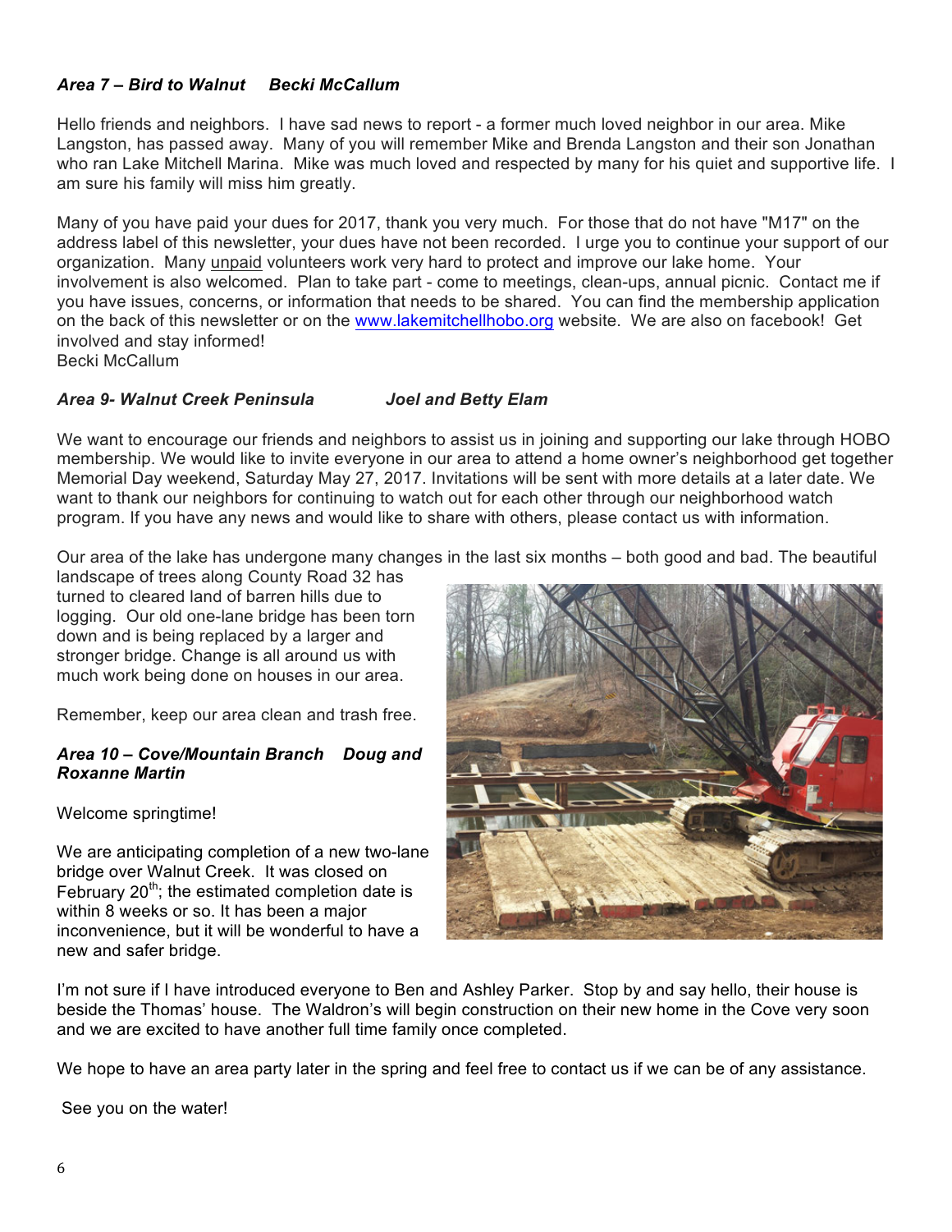***Area 7 – Bird to Walnut     Becki McCallum***

Hello friends and neighbors. I have sad news to report - a former much loved neighbor in our area. Mike Langston, has passed away. Many of you will remember Mike and Brenda Langston and their son Jonathan who ran Lake Mitchell Marina. Mike was much loved and respected by many for his quiet and supportive life. I am sure his family will miss him greatly.

Many of you have paid your dues for 2017, thank you very much. For those that do not have "M17" on the address label of this newsletter, your dues have not been recorded. I urge you to continue your support of our organization. Many unpaid volunteers work very hard to protect and improve our lake home. Your involvement is also welcomed. Plan to take part - come to meetings, clean-ups, annual picnic. Contact me if you have issues, concerns, or information that needs to be shared. You can find the membership application on the back of this newsletter or on the www.lakemitchellhobo.org website. We are also on facebook! Get involved and stay informed!
Becki McCallum

***Area 9- Walnut Creek Peninsula     Joel and Betty Elam***

We want to encourage our friends and neighbors to assist us in joining and supporting our lake through HOBO membership. We would like to invite everyone in our area to attend a home owner's neighborhood get together Memorial Day weekend, Saturday May 27, 2017. Invitations will be sent with more details at a later date. We want to thank our neighbors for continuing to watch out for each other through our neighborhood watch program. If you have any news and would like to share with others, please contact us with information.

Our area of the lake has undergone many changes in the last six months – both good and bad. The beautiful landscape of trees along County Road 32 has turned to cleared land of barren hills due to logging. Our old one-lane bridge has been torn down and is being replaced by a larger and stronger bridge. Change is all around us with much work being done on houses in our area.

Remember, keep our area clean and trash free.

***Area 10 – Cove/Mountain Branch     Doug and Roxanne Martin***

Welcome springtime!

We are anticipating completion of a new two-lane bridge over Walnut Creek. It was closed on February 20th; the estimated completion date is within 8 weeks or so. It has been a major inconvenience, but it will be wonderful to have a new and safer bridge.

I'm not sure if I have introduced everyone to Ben and Ashley Parker. Stop by and say hello, their house is beside the Thomas' house. The Waldron's will begin construction on their new home in the Cove very soon and we are excited to have another full time family once completed.

We hope to have an area party later in the spring and feel free to contact us if we can be of any assistance.

See you on the water!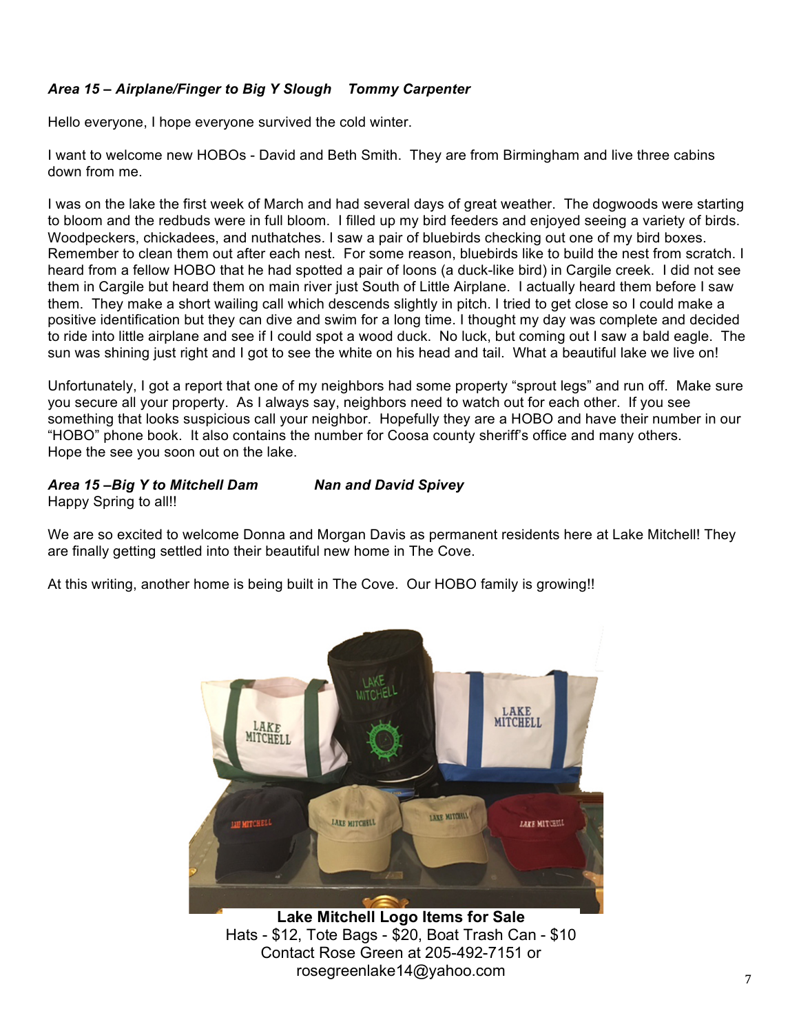***Area 15 – Airplane/Finger to Big Y Slough    Tommy Carpenter***

Hello everyone, I hope everyone survived the cold winter.

I want to welcome new HOBOs - David and Beth Smith. They are from Birmingham and live three cabins down from me.

I was on the lake the first week of March and had several days of great weather. The dogwoods were starting to bloom and the redbuds were in full bloom. I filled up my bird feeders and enjoyed seeing a variety of birds. Woodpeckers, chickadees, and nuthatches. I saw a pair of bluebirds checking out one of my bird boxes. Remember to clean them out after each nest. For some reason, bluebirds like to build the nest from scratch. I heard from a fellow HOBO that he had spotted a pair of loons (a duck-like bird) in Cargile creek. I did not see them in Cargile but heard them on main river just South of Little Airplane. I actually heard them before I saw them. They make a short wailing call which descends slightly in pitch. I tried to get close so I could make a positive identification but they can dive and swim for a long time. I thought my day was complete and decided to ride into little airplane and see if I could spot a wood duck. No luck, but coming out I saw a bald eagle. The sun was shining just right and I got to see the white on his head and tail. What a beautiful lake we live on!

Unfortunately, I got a report that one of my neighbors had some property "sprout legs" and run off. Make sure you secure all your property. As I always say, neighbors need to watch out for each other. If you see something that looks suspicious call your neighbor. Hopefully they are a HOBO and have their number in our "HOBO" phone book. It also contains the number for Coosa county sheriff's office and many others.
Hope the see you soon out on the lake.

***Area 15 –Big Y to Mitchell Dam    Nan and David Spivey***

Happy Spring to all!!

We are so excited to welcome Donna and Morgan Davis as permanent residents here at Lake Mitchell! They are finally getting settled into their beautiful new home in The Cove.

At this writing, another home is being built in The Cove. Our HOBO family is growing!!

**Lake Mitchell Logo Items for Sale**
Hats - $12, Tote Bags - $20, Boat Trash Can - $10
Contact Rose Green at 205-492-7151 or
rosegreenlake14@yahoo.com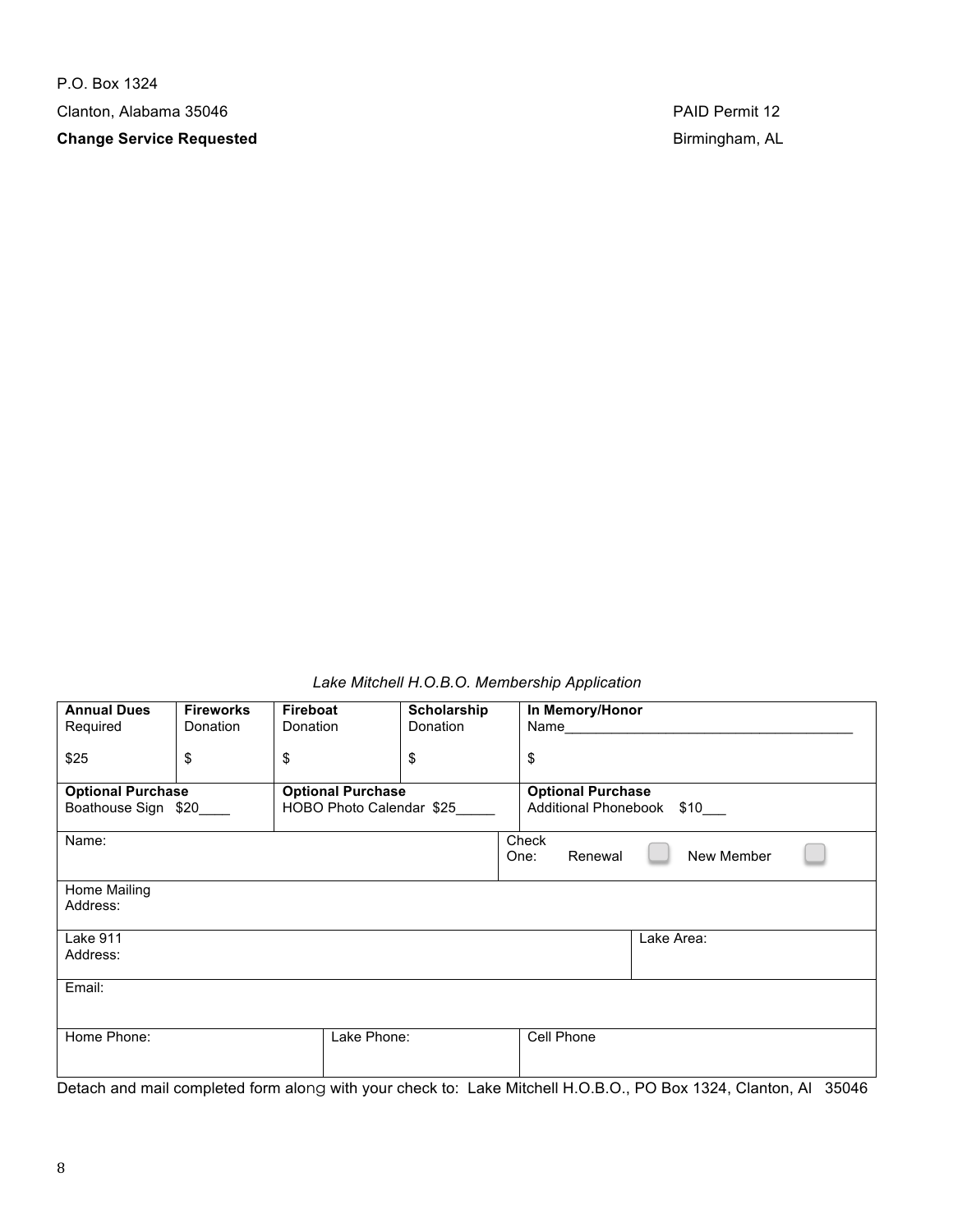P.O. Box 1324

Clanton, Alabama 35046

**Change Service Requested**

PAID Permit 12

Birmingham, AL

*Lake Mitchell H.O.B.O. Membership Application*

| | | | | |
|---|---|---|---|---|
| **Annual Dues** Required<br><br>$25 | **Fireworks** Donation<br><br>$ | **Fireboat** Donation<br><br>$ | **Scholarship** Donation<br><br>$ | **In Memory/Honor** Name______________________________________<br><br>$ |
| **Optional Purchase** Boathouse Sign $20____ | | **Optional Purchase** HOBO Photo Calendar $25_____ | | **Optional Purchase** Additional Phonebook $10___ |
| Name: | | | | Check One: Renewal ☐ New Member ☐ |
| Home Mailing Address: | | | | |
| Lake 911 Address: | | | | Lake Area: |
| Email: | | | | |
| Home Phone: | | Lake Phone: | | Cell Phone |

Detach and mail completed form along with your check to: Lake Mitchell H.O.B.O., PO Box 1324, Clanton, Al 35046